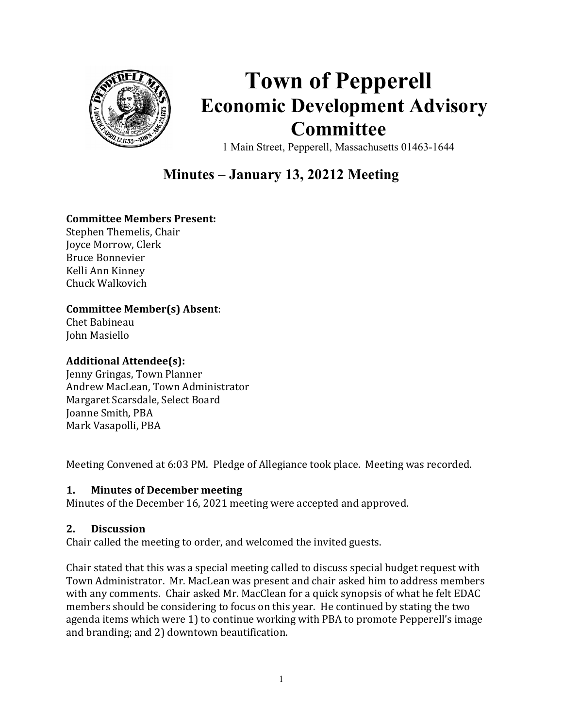# Town of Pepperell
## Economic Development Advisory Committee

1 Main Street, Pepperell, Massachusetts 01463-1644

## Minutes – January 13, 20212 Meeting

**Committee Members Present:**
Stephen Themelis, Chair
Joyce Morrow, Clerk
Bruce Bonnevier
Kelli Ann Kinney
Chuck Walkovich

**Committee Member(s) Absent**:
Chet Babineau
John Masiello

**Additional Attendee(s):**
Jenny Gringas, Town Planner
Andrew MacLean, Town Administrator
Margaret Scarsdale, Select Board
Joanne Smith, PBA
Mark Vasapolli, PBA

Meeting Convened at 6:03 PM. Pledge of Allegiance took place. Meeting was recorded.

### 1. Minutes of December meeting

Minutes of the December 16, 2021 meeting were accepted and approved.

### 2. Discussion

Chair called the meeting to order, and welcomed the invited guests.

Chair stated that this was a special meeting called to discuss special budget request with Town Administrator. Mr. MacLean was present and chair asked him to address members with any comments. Chair asked Mr. MacClean for a quick synopsis of what he felt EDAC members should be considering to focus on this year. He continued by stating the two agenda items which were 1) to continue working with PBA to promote Pepperell's image and branding; and 2) downtown beautification.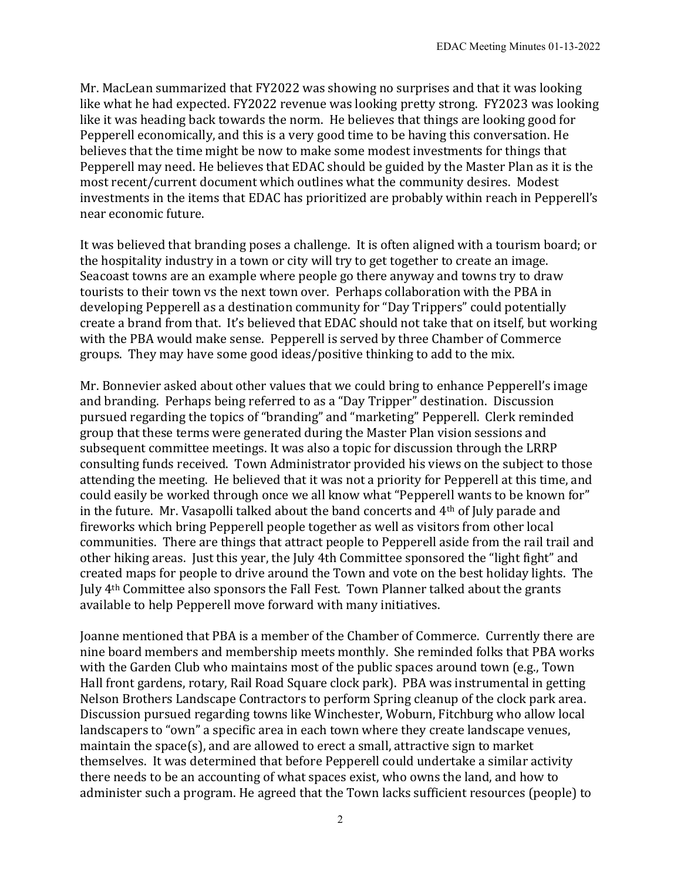Mr. MacLean summarized that FY2022 was showing no surprises and that it was looking like what he had expected. FY2022 revenue was looking pretty strong. FY2023 was looking like it was heading back towards the norm. He believes that things are looking good for Pepperell economically, and this is a very good time to be having this conversation. He believes that the time might be now to make some modest investments for things that Pepperell may need. He believes that EDAC should be guided by the Master Plan as it is the most recent/current document which outlines what the community desires. Modest investments in the items that EDAC has prioritized are probably within reach in Pepperell's near economic future.

It was believed that branding poses a challenge. It is often aligned with a tourism board; or the hospitality industry in a town or city will try to get together to create an image. Seacoast towns are an example where people go there anyway and towns try to draw tourists to their town vs the next town over. Perhaps collaboration with the PBA in developing Pepperell as a destination community for "Day Trippers" could potentially create a brand from that. It's believed that EDAC should not take that on itself, but working with the PBA would make sense. Pepperell is served by three Chamber of Commerce groups. They may have some good ideas/positive thinking to add to the mix.

Mr. Bonnevier asked about other values that we could bring to enhance Pepperell's image and branding. Perhaps being referred to as a "Day Tripper" destination. Discussion pursued regarding the topics of "branding" and "marketing" Pepperell. Clerk reminded group that these terms were generated during the Master Plan vision sessions and subsequent committee meetings. It was also a topic for discussion through the LRRP consulting funds received. Town Administrator provided his views on the subject to those attending the meeting. He believed that it was not a priority for Pepperell at this time, and could easily be worked through once we all know what "Pepperell wants to be known for" in the future. Mr. Vasapolli talked about the band concerts and 4th of July parade and fireworks which bring Pepperell people together as well as visitors from other local communities. There are things that attract people to Pepperell aside from the rail trail and other hiking areas. Just this year, the July 4th Committee sponsored the "light fight" and created maps for people to drive around the Town and vote on the best holiday lights. The July 4th Committee also sponsors the Fall Fest. Town Planner talked about the grants available to help Pepperell move forward with many initiatives.

Joanne mentioned that PBA is a member of the Chamber of Commerce. Currently there are nine board members and membership meets monthly. She reminded folks that PBA works with the Garden Club who maintains most of the public spaces around town (e.g., Town Hall front gardens, rotary, Rail Road Square clock park). PBA was instrumental in getting Nelson Brothers Landscape Contractors to perform Spring cleanup of the clock park area. Discussion pursued regarding towns like Winchester, Woburn, Fitchburg who allow local landscapers to "own" a specific area in each town where they create landscape venues, maintain the space(s), and are allowed to erect a small, attractive sign to market themselves. It was determined that before Pepperell could undertake a similar activity there needs to be an accounting of what spaces exist, who owns the land, and how to administer such a program. He agreed that the Town lacks sufficient resources (people) to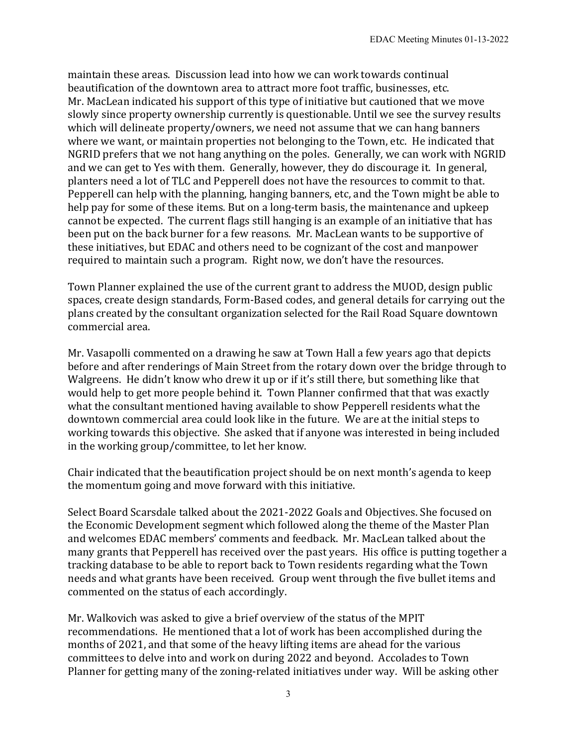maintain these areas. Discussion lead into how we can work towards continual beautification of the downtown area to attract more foot traffic, businesses, etc. Mr. MacLean indicated his support of this type of initiative but cautioned that we move slowly since property ownership currently is questionable. Until we see the survey results which will delineate property/owners, we need not assume that we can hang banners where we want, or maintain properties not belonging to the Town, etc. He indicated that NGRID prefers that we not hang anything on the poles. Generally, we can work with NGRID and we can get to Yes with them. Generally, however, they do discourage it. In general, planters need a lot of TLC and Pepperell does not have the resources to commit to that. Pepperell can help with the planning, hanging banners, etc, and the Town might be able to help pay for some of these items. But on a long-term basis, the maintenance and upkeep cannot be expected. The current flags still hanging is an example of an initiative that has been put on the back burner for a few reasons. Mr. MacLean wants to be supportive of these initiatives, but EDAC and others need to be cognizant of the cost and manpower required to maintain such a program. Right now, we don't have the resources.

Town Planner explained the use of the current grant to address the MUOD, design public spaces, create design standards, Form-Based codes, and general details for carrying out the plans created by the consultant organization selected for the Rail Road Square downtown commercial area.

Mr. Vasapolli commented on a drawing he saw at Town Hall a few years ago that depicts before and after renderings of Main Street from the rotary down over the bridge through to Walgreens. He didn't know who drew it up or if it's still there, but something like that would help to get more people behind it. Town Planner confirmed that that was exactly what the consultant mentioned having available to show Pepperell residents what the downtown commercial area could look like in the future. We are at the initial steps to working towards this objective. She asked that if anyone was interested in being included in the working group/committee, to let her know.

Chair indicated that the beautification project should be on next month's agenda to keep the momentum going and move forward with this initiative.

Select Board Scarsdale talked about the 2021-2022 Goals and Objectives. She focused on the Economic Development segment which followed along the theme of the Master Plan and welcomes EDAC members' comments and feedback. Mr. MacLean talked about the many grants that Pepperell has received over the past years. His office is putting together a tracking database to be able to report back to Town residents regarding what the Town needs and what grants have been received. Group went through the five bullet items and commented on the status of each accordingly.

Mr. Walkovich was asked to give a brief overview of the status of the MPIT recommendations. He mentioned that a lot of work has been accomplished during the months of 2021, and that some of the heavy lifting items are ahead for the various committees to delve into and work on during 2022 and beyond. Accolades to Town Planner for getting many of the zoning-related initiatives under way. Will be asking other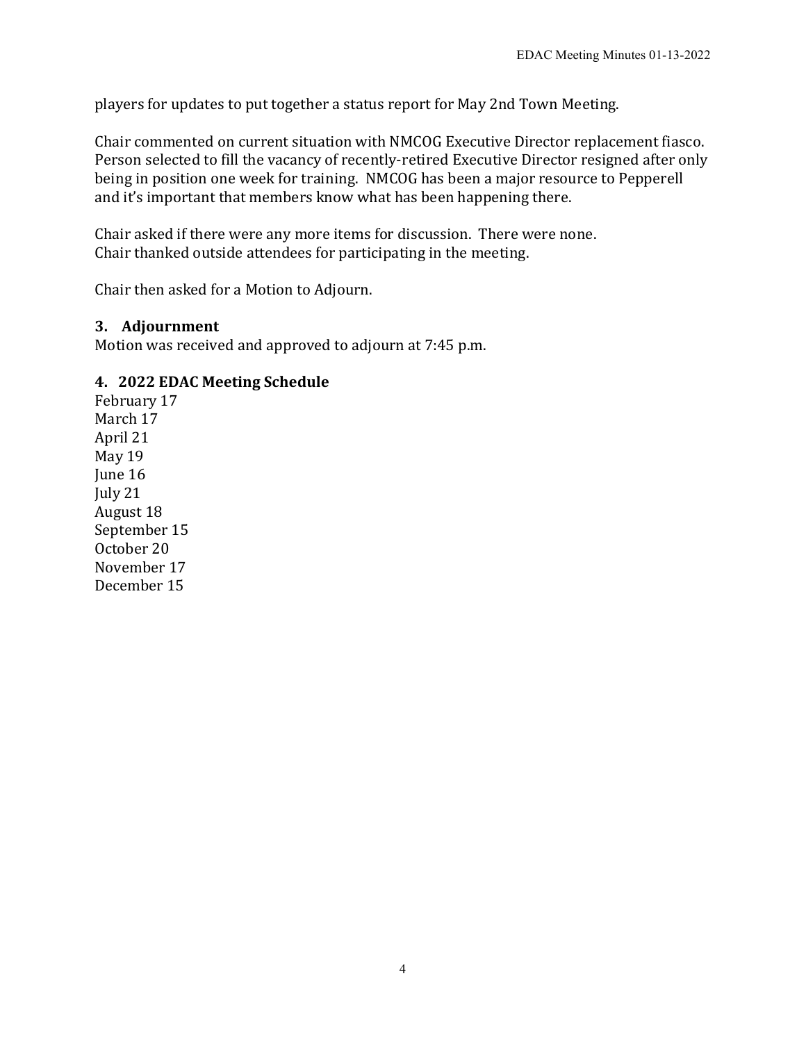players for updates to put together a status report for May 2nd Town Meeting.

Chair commented on current situation with NMCOG Executive Director replacement fiasco. Person selected to fill the vacancy of recently-retired Executive Director resigned after only being in position one week for training. NMCOG has been a major resource to Pepperell and it's important that members know what has been happening there.

Chair asked if there were any more items for discussion. There were none.
Chair thanked outside attendees for participating in the meeting.

Chair then asked for a Motion to Adjourn.

### 3. Adjournment

Motion was received and approved to adjourn at 7:45 p.m.

### 4. 2022 EDAC Meeting Schedule

February 17
March 17
April 21
May 19
June 16
July 21
August 18
September 15
October 20
November 17
December 15